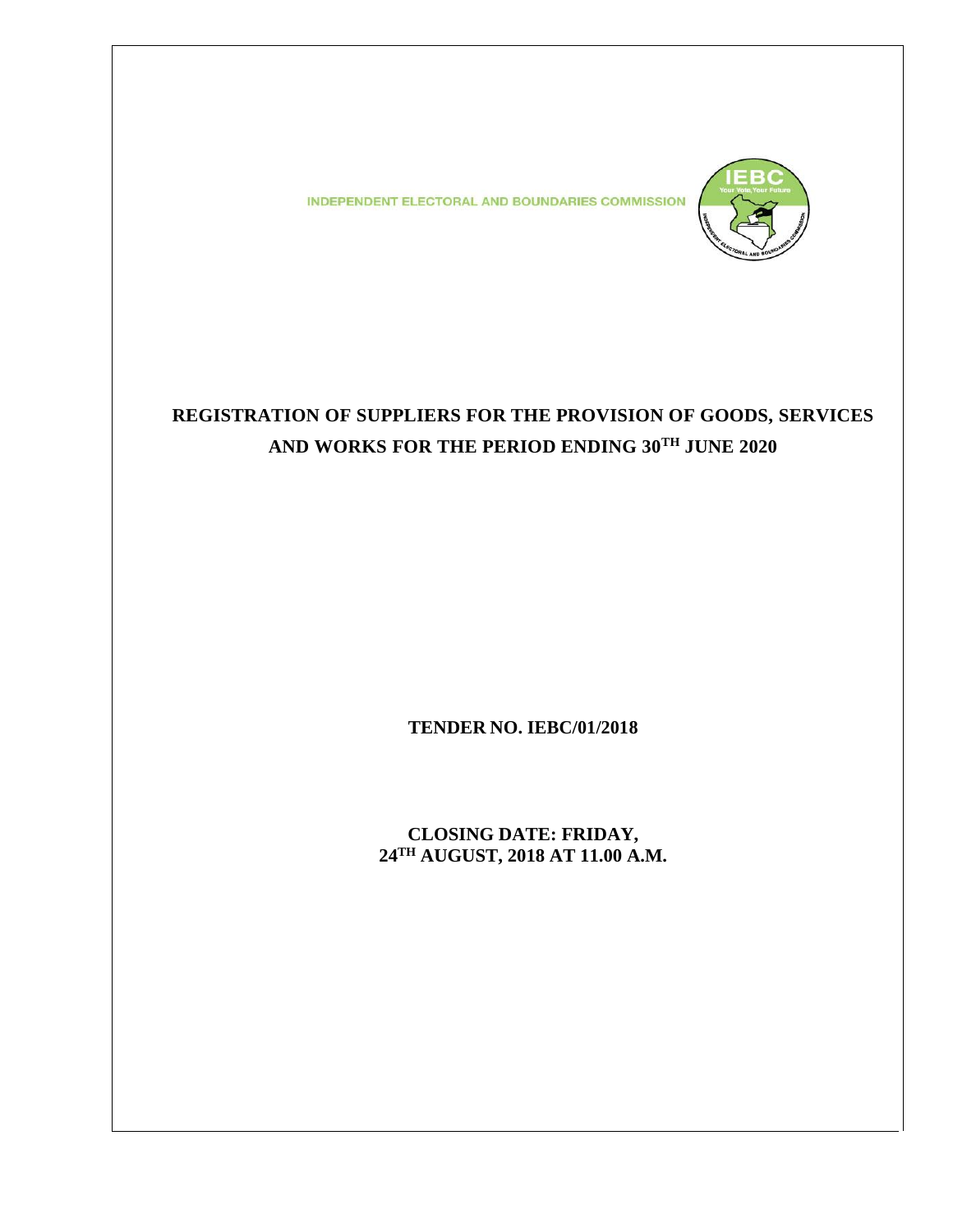INDEPENDENT ELECTORAL AND BOUNDARIES COMMISSION

# REGISTRATION OF SUPPLIERS FOR THE PROVISION OF GOODS, SERVICES AND WORKS FOR THE PERIOD ENDING 30TH JUNE 2020

**TENDER NO. IEBC/01/2018**

**CLOSING DATE: FRIDAY, 24TH AUGUST, 2018 AT 11.00 A.M.**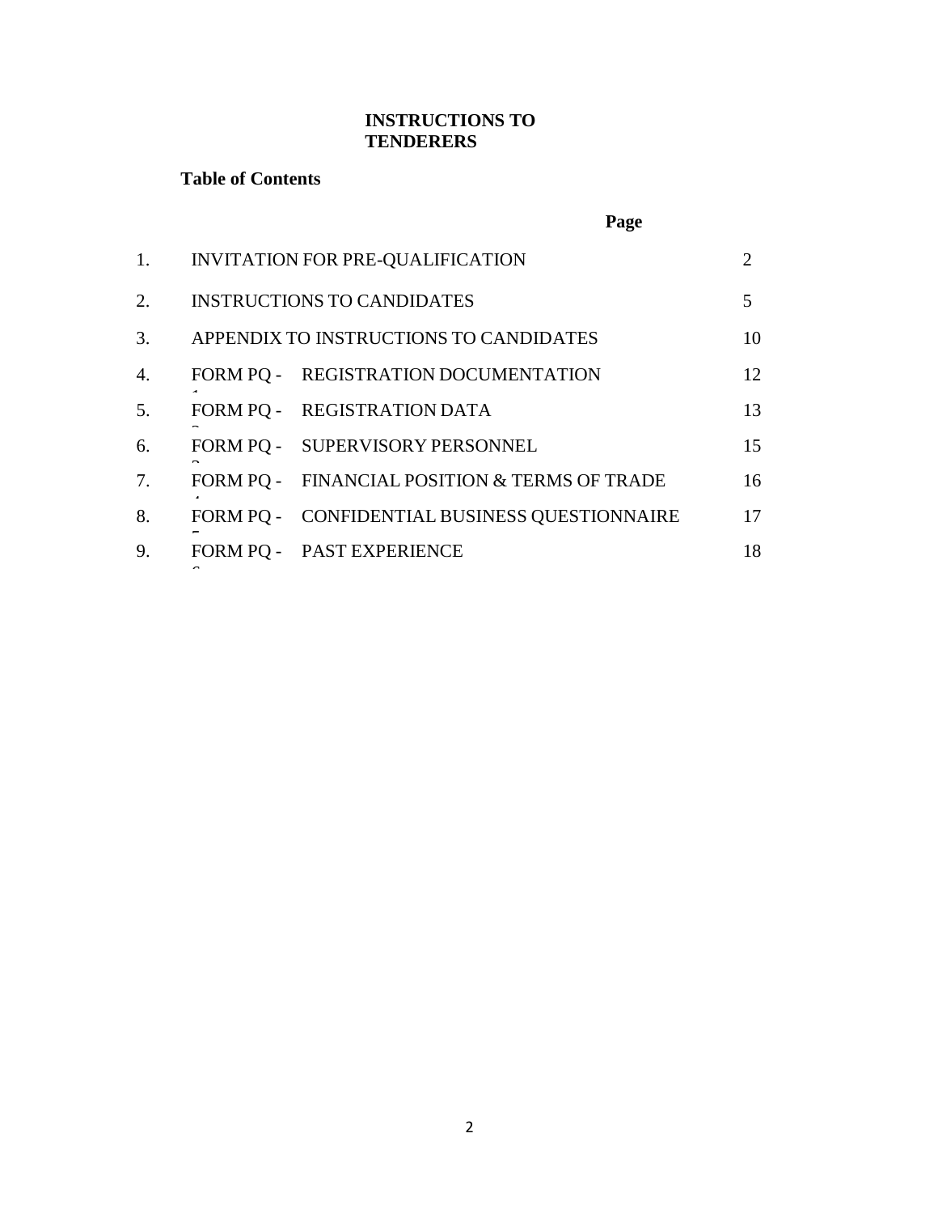**INSTRUCTIONS TO TENDERERS**

**Table of Contents**

| | | **Page** |
|---|---|---|
| 1. | INVITATION FOR PRE-QUALIFICATION | 2 |
| 2. | INSTRUCTIONS TO CANDIDATES | 5 |
| 3. | APPENDIX TO INSTRUCTIONS TO CANDIDATES | 10 |
| 4. | FORM PQ - 1 REGISTRATION DOCUMENTATION | 12 |
| 5. | FORM PQ - 2 REGISTRATION DATA | 13 |
| 6. | FORM PQ - 3 SUPERVISORY PERSONNEL | 15 |
| 7. | FORM PQ - 4 FINANCIAL POSITION & TERMS OF TRADE | 16 |
| 8. | FORM PQ - 5 CONFIDENTIAL BUSINESS QUESTIONNAIRE | 17 |
| 9. | FORM PQ - 6 PAST EXPERIENCE | 18 |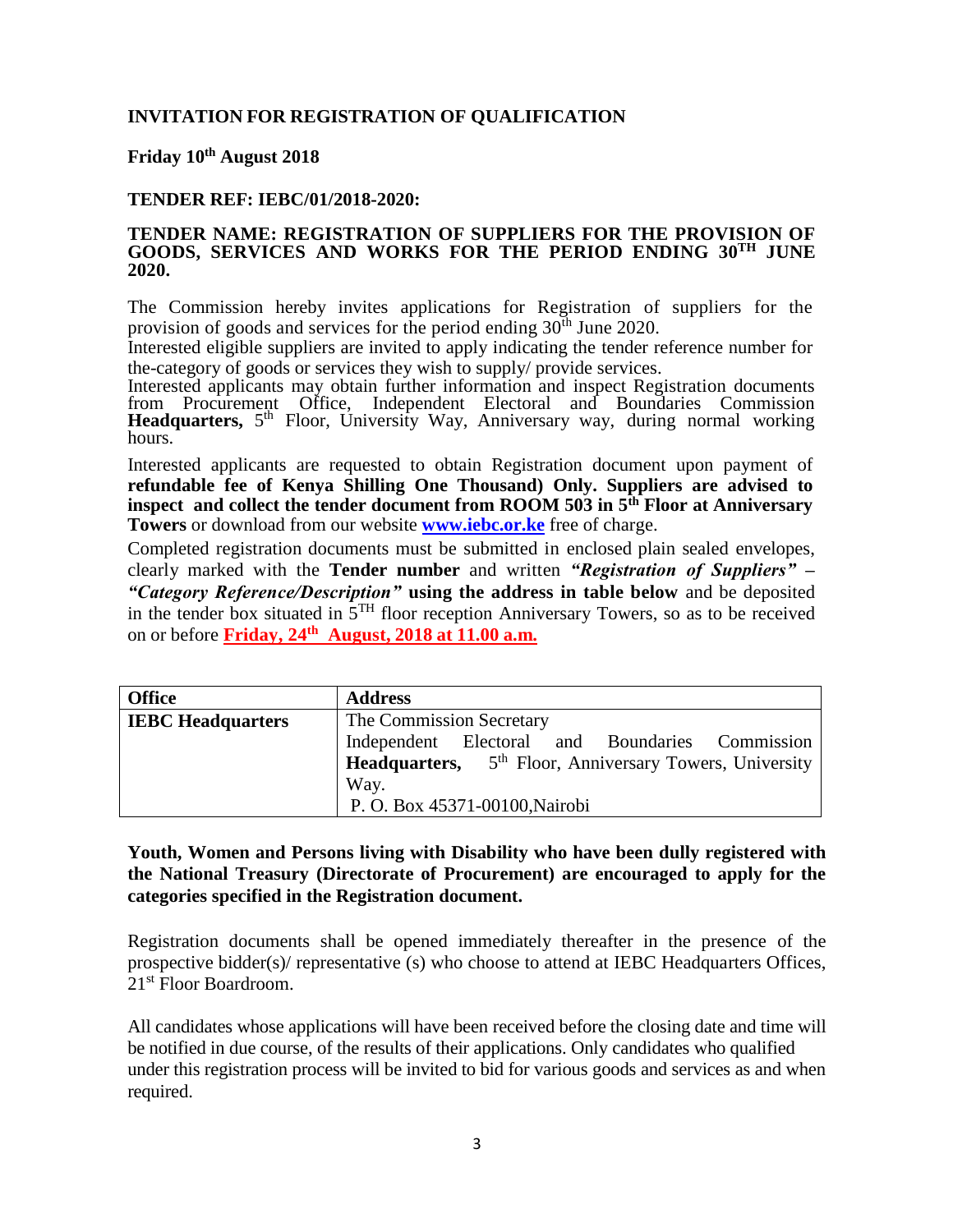**INVITATION FOR REGISTRATION OF QUALIFICATION**

**Friday 10th August 2018**

**TENDER REF: IEBC/01/2018-2020:**

**TENDER NAME: REGISTRATION OF SUPPLIERS FOR THE PROVISION OF GOODS, SERVICES AND WORKS FOR THE PERIOD ENDING 30TH JUNE 2020.**

The Commission hereby invites applications for Registration of suppliers for the provision of goods and services for the period ending 30th June 2020.
Interested eligible suppliers are invited to apply indicating the tender reference number for the-category of goods or services they wish to supply/ provide services.
Interested applicants may obtain further information and inspect Registration documents from Procurement Office, Independent Electoral and Boundaries Commission **Headquarters,** 5th Floor, University Way, Anniversary way, during normal working hours.

Interested applicants are requested to obtain Registration document upon payment of **refundable fee of Kenya Shilling One Thousand) Only. Suppliers are advised to inspect and collect the tender document from ROOM 503 in 5th Floor at Anniversary Towers** or download from our website **www.iebc.or.ke** free of charge.

Completed registration documents must be submitted in enclosed plain sealed envelopes, clearly marked with the **Tender number** and written ***"Registration of Suppliers" – "Category Reference/Description"*** **using the address in table below** and be deposited in the tender box situated in 5TH floor reception Anniversary Towers, so as to be received on or before **Friday, 24th August, 2018 at 11.00 a.m.**

| **Office** | **Address** |
|---|---|
| **IEBC Headquarters** | The Commission Secretary<br>Independent Electoral and Boundaries Commission **Headquarters,** 5th Floor, Anniversary Towers, University Way.<br>P. O. Box 45371-00100,Nairobi |

**Youth, Women and Persons living with Disability who have been dully registered with the National Treasury (Directorate of Procurement) are encouraged to apply for the categories specified in the Registration document.**

Registration documents shall be opened immediately thereafter in the presence of the prospective bidder(s)/ representative (s) who choose to attend at IEBC Headquarters Offices, 21st Floor Boardroom.

All candidates whose applications will have been received before the closing date and time will be notified in due course, of the results of their applications. Only candidates who qualified under this registration process will be invited to bid for various goods and services as and when required.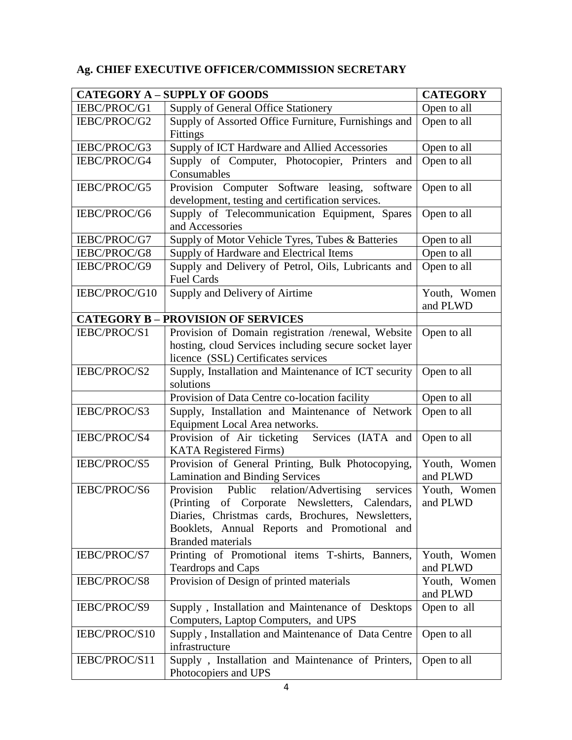**Ag. CHIEF EXECUTIVE OFFICER/COMMISSION SECRETARY**

| CATEGORY A – SUPPLY OF GOODS | | CATEGORY |
|---|---|---|
| IEBC/PROC/G1 | Supply of General Office Stationery | Open to all |
| IEBC/PROC/G2 | Supply of Assorted Office Furniture, Furnishings and Fittings | Open to all |
| IEBC/PROC/G3 | Supply of ICT Hardware and Allied Accessories | Open to all |
| IEBC/PROC/G4 | Supply of Computer, Photocopier, Printers and Consumables | Open to all |
| IEBC/PROC/G5 | Provision Computer Software leasing, software development, testing and certification services. | Open to all |
| IEBC/PROC/G6 | Supply of Telecommunication Equipment, Spares and Accessories | Open to all |
| IEBC/PROC/G7 | Supply of Motor Vehicle Tyres, Tubes & Batteries | Open to all |
| IEBC/PROC/G8 | Supply of Hardware and Electrical Items | Open to all |
| IEBC/PROC/G9 | Supply and Delivery of Petrol, Oils, Lubricants and Fuel Cards | Open to all |
| IEBC/PROC/G10 | Supply and Delivery of Airtime | Youth, Women and PLWD |
| **CATEGORY B – PROVISION OF SERVICES** | | |
| IEBC/PROC/S1 | Provision of Domain registration /renewal, Website hosting, cloud Services including secure socket layer licence (SSL) Certificates services | Open to all |
| IEBC/PROC/S2 | Supply, Installation and Maintenance of ICT security solutions | Open to all |
| | Provision of Data Centre co-location facility | Open to all |
| IEBC/PROC/S3 | Supply, Installation and Maintenance of Network Equipment Local Area networks. | Open to all |
| IEBC/PROC/S4 | Provision of Air ticketing Services (IATA and KATA Registered Firms) | Open to all |
| IEBC/PROC/S5 | Provision of General Printing, Bulk Photocopying, Lamination and Binding Services | Youth, Women and PLWD |
| IEBC/PROC/S6 | Provision Public relation/Advertising services (Printing of Corporate Newsletters, Calendars, Diaries, Christmas cards, Brochures, Newsletters, Booklets, Annual Reports and Promotional and Branded materials | Youth, Women and PLWD |
| IEBC/PROC/S7 | Printing of Promotional items T-shirts, Banners, Teardrops and Caps | Youth, Women and PLWD |
| IEBC/PROC/S8 | Provision of Design of printed materials | Youth, Women and PLWD |
| IEBC/PROC/S9 | Supply , Installation and Maintenance of Desktops Computers, Laptop Computers, and UPS | Open to all |
| IEBC/PROC/S10 | Supply , Installation and Maintenance of Data Centre infrastructure | Open to all |
| IEBC/PROC/S11 | Supply , Installation and Maintenance of Printers, Photocopiers and UPS | Open to all |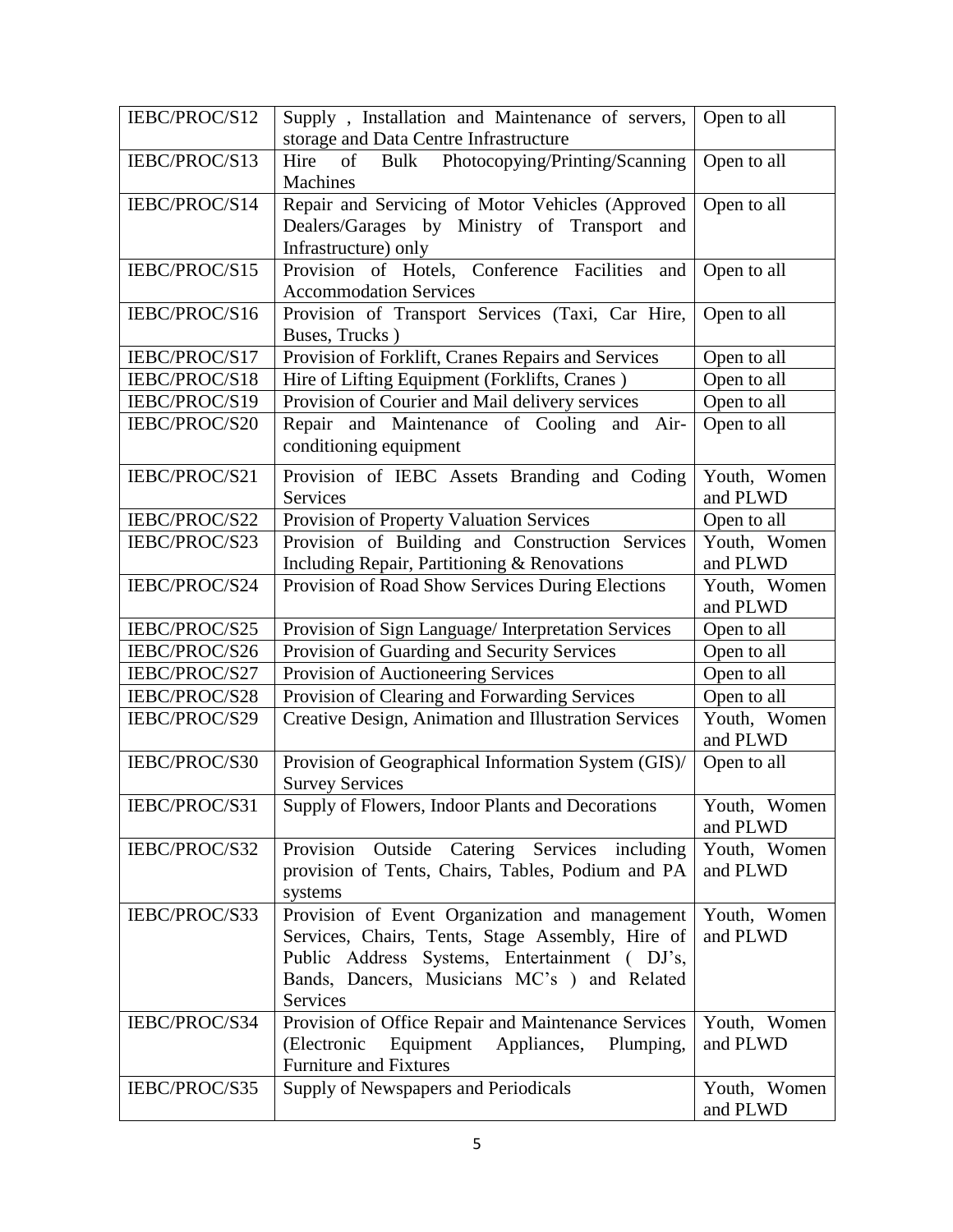| IEBC/PROC/S12 | Supply , Installation and Maintenance of servers, storage and Data Centre Infrastructure | Open to all |
|---|---|---|
| IEBC/PROC/S13 | Hire of Bulk Photocopying/Printing/Scanning Machines | Open to all |
| IEBC/PROC/S14 | Repair and Servicing of Motor Vehicles (Approved Dealers/Garages by Ministry of Transport and Infrastructure) only | Open to all |
| IEBC/PROC/S15 | Provision of Hotels, Conference Facilities and Accommodation Services | Open to all |
| IEBC/PROC/S16 | Provision of Transport Services (Taxi, Car Hire, Buses, Trucks ) | Open to all |
| IEBC/PROC/S17 | Provision of Forklift, Cranes Repairs and Services | Open to all |
| IEBC/PROC/S18 | Hire of Lifting Equipment (Forklifts, Cranes ) | Open to all |
| IEBC/PROC/S19 | Provision of Courier and Mail delivery services | Open to all |
| IEBC/PROC/S20 | Repair and Maintenance of Cooling and Air-conditioning equipment | Open to all |
| IEBC/PROC/S21 | Provision of IEBC Assets Branding and Coding Services | Youth, Women and PLWD |
| IEBC/PROC/S22 | Provision of Property Valuation Services | Open to all |
| IEBC/PROC/S23 | Provision of Building and Construction Services Including Repair, Partitioning & Renovations | Youth, Women and PLWD |
| IEBC/PROC/S24 | Provision of Road Show Services During Elections | Youth, Women and PLWD |
| IEBC/PROC/S25 | Provision of Sign Language/ Interpretation Services | Open to all |
| IEBC/PROC/S26 | Provision of Guarding and Security Services | Open to all |
| IEBC/PROC/S27 | Provision of Auctioneering Services | Open to all |
| IEBC/PROC/S28 | Provision of Clearing and Forwarding Services | Open to all |
| IEBC/PROC/S29 | Creative Design, Animation and Illustration Services | Youth, Women and PLWD |
| IEBC/PROC/S30 | Provision of Geographical Information System (GIS)/ Survey Services | Open to all |
| IEBC/PROC/S31 | Supply of Flowers, Indoor Plants and Decorations | Youth, Women and PLWD |
| IEBC/PROC/S32 | Provision Outside Catering Services including provision of Tents, Chairs, Tables, Podium and PA systems | Youth, Women and PLWD |
| IEBC/PROC/S33 | Provision of Event Organization and management Services, Chairs, Tents, Stage Assembly, Hire of Public Address Systems, Entertainment ( DJ's, Bands, Dancers, Musicians MC's ) and Related Services | Youth, Women and PLWD |
| IEBC/PROC/S34 | Provision of Office Repair and Maintenance Services (Electronic Equipment Appliances, Plumping, Furniture and Fixtures | Youth, Women and PLWD |
| IEBC/PROC/S35 | Supply of Newspapers and Periodicals | Youth, Women and PLWD |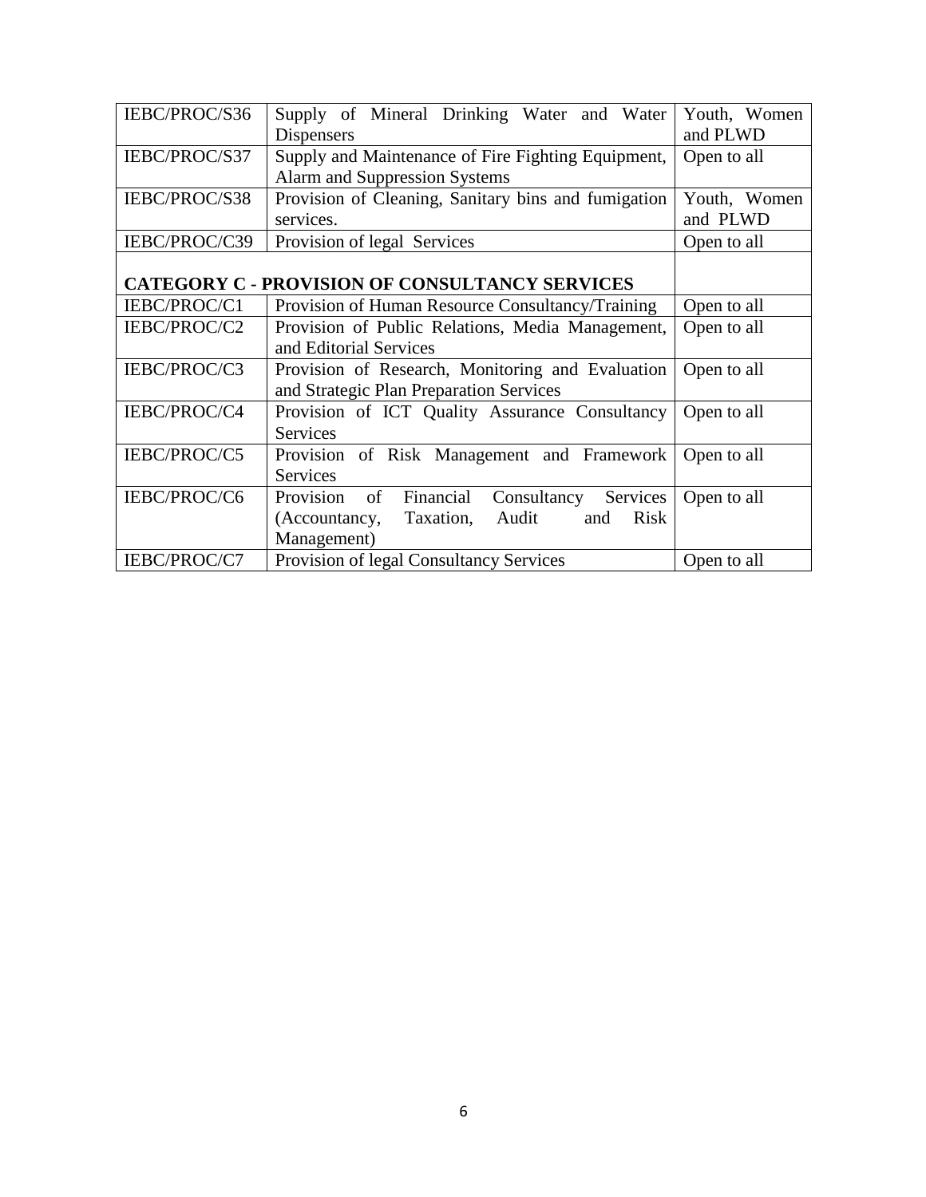| | | |
|---|---|---|
| IEBC/PROC/S36 | Supply of Mineral Drinking Water and Water Dispensers | Youth, Women and PLWD |
| IEBC/PROC/S37 | Supply and Maintenance of Fire Fighting Equipment, Alarm and Suppression Systems | Open to all |
| IEBC/PROC/S38 | Provision of Cleaning, Sanitary bins and fumigation services. | Youth, Women and PLWD |
| IEBC/PROC/C39 | Provision of legal Services | Open to all |
| **CATEGORY C - PROVISION OF CONSULTANCY SERVICES** | | |
| IEBC/PROC/C1 | Provision of Human Resource Consultancy/Training | Open to all |
| IEBC/PROC/C2 | Provision of Public Relations, Media Management, and Editorial Services | Open to all |
| IEBC/PROC/C3 | Provision of Research, Monitoring and Evaluation and Strategic Plan Preparation Services | Open to all |
| IEBC/PROC/C4 | Provision of ICT Quality Assurance Consultancy Services | Open to all |
| IEBC/PROC/C5 | Provision of Risk Management and Framework Services | Open to all |
| IEBC/PROC/C6 | Provision of Financial Consultancy Services (Accountancy, Taxation, Audit and Risk Management) | Open to all |
| IEBC/PROC/C7 | Provision of legal Consultancy Services | Open to all |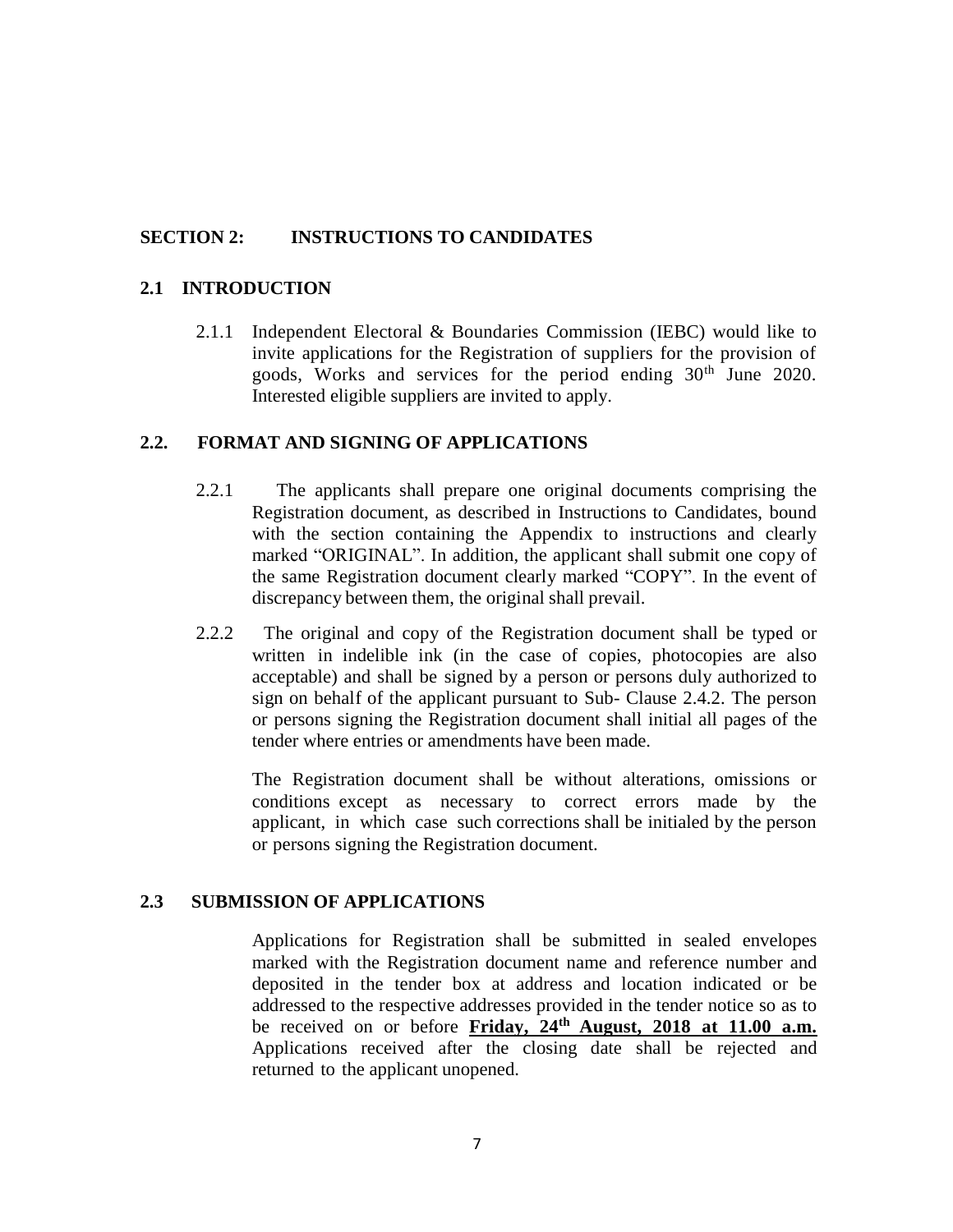## SECTION 2: INSTRUCTIONS TO CANDIDATES

### 2.1 INTRODUCTION

2.1.1 Independent Electoral & Boundaries Commission (IEBC) would like to invite applications for the Registration of suppliers for the provision of goods, Works and services for the period ending 30th June 2020. Interested eligible suppliers are invited to apply.

### 2.2. FORMAT AND SIGNING OF APPLICATIONS

2.2.1 The applicants shall prepare one original documents comprising the Registration document, as described in Instructions to Candidates, bound with the section containing the Appendix to instructions and clearly marked "ORIGINAL". In addition, the applicant shall submit one copy of the same Registration document clearly marked "COPY". In the event of discrepancy between them, the original shall prevail.

2.2.2 The original and copy of the Registration document shall be typed or written in indelible ink (in the case of copies, photocopies are also acceptable) and shall be signed by a person or persons duly authorized to sign on behalf of the applicant pursuant to Sub- Clause 2.4.2. The person or persons signing the Registration document shall initial all pages of the tender where entries or amendments have been made.

The Registration document shall be without alterations, omissions or conditions except as necessary to correct errors made by the applicant, in which case such corrections shall be initialed by the person or persons signing the Registration document.

### 2.3 SUBMISSION OF APPLICATIONS

Applications for Registration shall be submitted in sealed envelopes marked with the Registration document name and reference number and deposited in the tender box at address and location indicated or be addressed to the respective addresses provided in the tender notice so as to be received on or before **Friday, 24th August, 2018 at 11.00 a.m.** Applications received after the closing date shall be rejected and returned to the applicant unopened.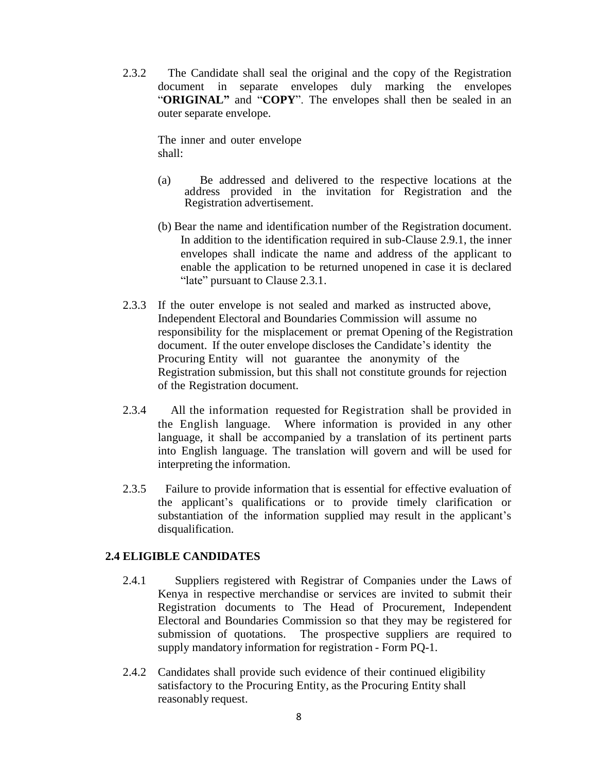2.3.2 The Candidate shall seal the original and the copy of the Registration document in separate envelopes duly marking the envelopes "**ORIGINAL"** and "**COPY**". The envelopes shall then be sealed in an outer separate envelope.

The inner and outer envelope shall:

(a) Be addressed and delivered to the respective locations at the address provided in the invitation for Registration and the Registration advertisement.

(b) Bear the name and identification number of the Registration document. In addition to the identification required in sub-Clause 2.9.1, the inner envelopes shall indicate the name and address of the applicant to enable the application to be returned unopened in case it is declared "late" pursuant to Clause 2.3.1.

2.3.3 If the outer envelope is not sealed and marked as instructed above, Independent Electoral and Boundaries Commission will assume no responsibility for the misplacement or premat Opening of the Registration document. If the outer envelope discloses the Candidate's identity the Procuring Entity will not guarantee the anonymity of the Registration submission, but this shall not constitute grounds for rejection of the Registration document.

2.3.4 All the information requested for Registration shall be provided in the English language. Where information is provided in any other language, it shall be accompanied by a translation of its pertinent parts into English language. The translation will govern and will be used for interpreting the information.

2.3.5 Failure to provide information that is essential for effective evaluation of the applicant's qualifications or to provide timely clarification or substantiation of the information supplied may result in the applicant's disqualification.

## 2.4 ELIGIBLE CANDIDATES

2.4.1 Suppliers registered with Registrar of Companies under the Laws of Kenya in respective merchandise or services are invited to submit their Registration documents to The Head of Procurement, Independent Electoral and Boundaries Commission so that they may be registered for submission of quotations. The prospective suppliers are required to supply mandatory information for registration - Form PQ-1.

2.4.2 Candidates shall provide such evidence of their continued eligibility satisfactory to the Procuring Entity, as the Procuring Entity shall reasonably request.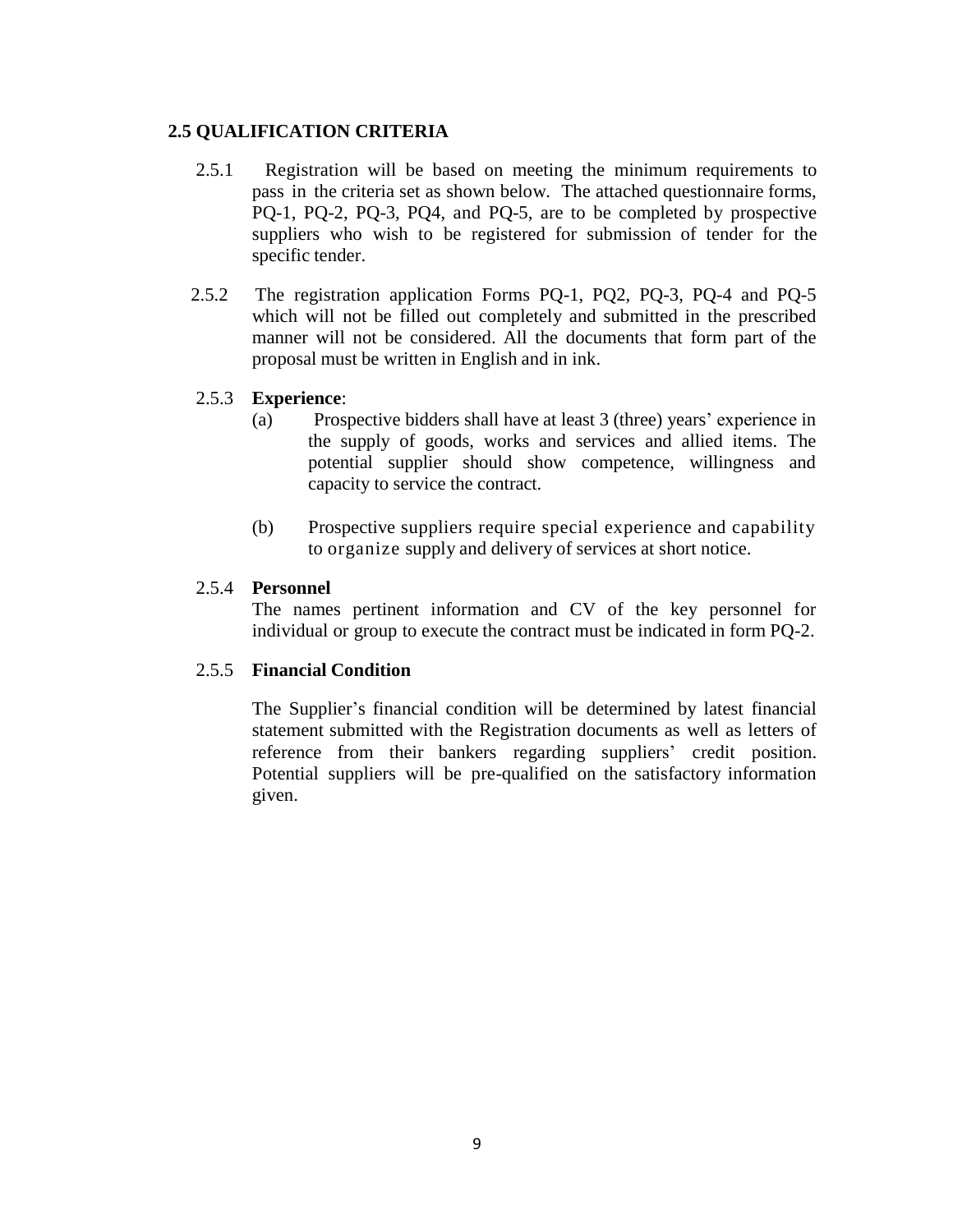## 2.5 QUALIFICATION CRITERIA

2.5.1 Registration will be based on meeting the minimum requirements to pass in the criteria set as shown below. The attached questionnaire forms, PQ-1, PQ-2, PQ-3, PQ4, and PQ-5, are to be completed by prospective suppliers who wish to be registered for submission of tender for the specific tender.

2.5.2 The registration application Forms PQ-1, PQ2, PQ-3, PQ-4 and PQ-5 which will not be filled out completely and submitted in the prescribed manner will not be considered. All the documents that form part of the proposal must be written in English and in ink.

2.5.3 **Experience**:

(a) Prospective bidders shall have at least 3 (three) years' experience in the supply of goods, works and services and allied items. The potential supplier should show competence, willingness and capacity to service the contract.

(b) Prospective suppliers require special experience and capability to organize supply and delivery of services at short notice.

2.5.4 **Personnel**

The names pertinent information and CV of the key personnel for individual or group to execute the contract must be indicated in form PQ-2.

2.5.5 **Financial Condition**

The Supplier's financial condition will be determined by latest financial statement submitted with the Registration documents as well as letters of reference from their bankers regarding suppliers' credit position. Potential suppliers will be pre-qualified on the satisfactory information given.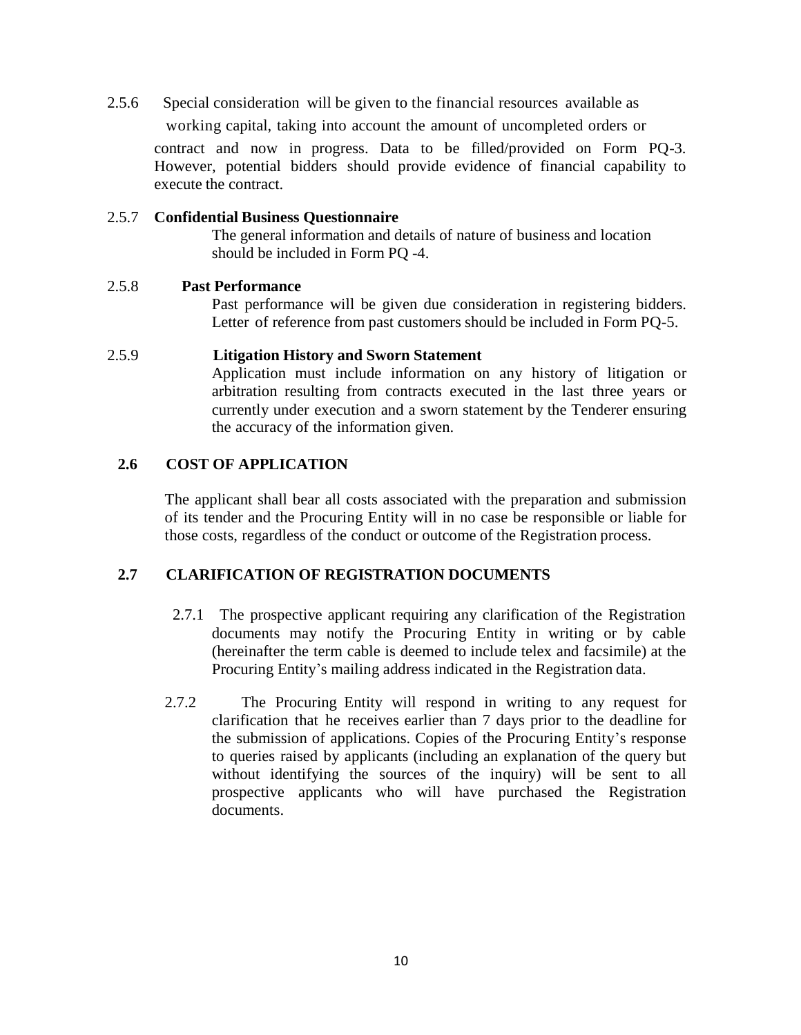2.5.6 Special consideration will be given to the financial resources available as working capital, taking into account the amount of uncompleted orders or contract and now in progress. Data to be filled/provided on Form PQ-3. However, potential bidders should provide evidence of financial capability to execute the contract.

2.5.7 **Confidential Business Questionnaire**

The general information and details of nature of business and location should be included in Form PQ -4.

2.5.8 **Past Performance**

Past performance will be given due consideration in registering bidders. Letter of reference from past customers should be included in Form PQ-5.

2.5.9 **Litigation History and Sworn Statement**

Application must include information on any history of litigation or arbitration resulting from contracts executed in the last three years or currently under execution and a sworn statement by the Tenderer ensuring the accuracy of the information given.

## 2.6 COST OF APPLICATION

The applicant shall bear all costs associated with the preparation and submission of its tender and the Procuring Entity will in no case be responsible or liable for those costs, regardless of the conduct or outcome of the Registration process.

## 2.7 CLARIFICATION OF REGISTRATION DOCUMENTS

2.7.1 The prospective applicant requiring any clarification of the Registration documents may notify the Procuring Entity in writing or by cable (hereinafter the term cable is deemed to include telex and facsimile) at the Procuring Entity's mailing address indicated in the Registration data.

2.7.2 The Procuring Entity will respond in writing to any request for clarification that he receives earlier than 7 days prior to the deadline for the submission of applications. Copies of the Procuring Entity's response to queries raised by applicants (including an explanation of the query but without identifying the sources of the inquiry) will be sent to all prospective applicants who will have purchased the Registration documents.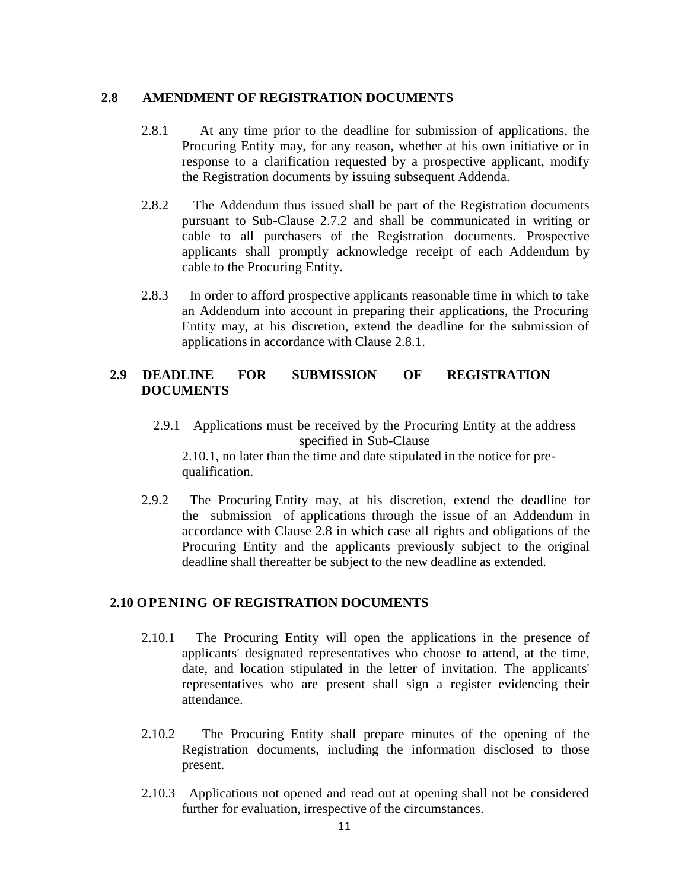## 2.8 AMENDMENT OF REGISTRATION DOCUMENTS

2.8.1 At any time prior to the deadline for submission of applications, the Procuring Entity may, for any reason, whether at his own initiative or in response to a clarification requested by a prospective applicant, modify the Registration documents by issuing subsequent Addenda.

2.8.2 The Addendum thus issued shall be part of the Registration documents pursuant to Sub-Clause 2.7.2 and shall be communicated in writing or cable to all purchasers of the Registration documents. Prospective applicants shall promptly acknowledge receipt of each Addendum by cable to the Procuring Entity.

2.8.3 In order to afford prospective applicants reasonable time in which to take an Addendum into account in preparing their applications, the Procuring Entity may, at his discretion, extend the deadline for the submission of applications in accordance with Clause 2.8.1.

## 2.9 DEADLINE FOR SUBMISSION OF REGISTRATION DOCUMENTS

2.9.1 Applications must be received by the Procuring Entity at the address specified in Sub-Clause 2.10.1, no later than the time and date stipulated in the notice for pre-qualification.

2.9.2 The Procuring Entity may, at his discretion, extend the deadline for the submission of applications through the issue of an Addendum in accordance with Clause 2.8 in which case all rights and obligations of the Procuring Entity and the applicants previously subject to the original deadline shall thereafter be subject to the new deadline as extended.

## 2.10 OPENING OF REGISTRATION DOCUMENTS

2.10.1 The Procuring Entity will open the applications in the presence of applicants' designated representatives who choose to attend, at the time, date, and location stipulated in the letter of invitation. The applicants' representatives who are present shall sign a register evidencing their attendance.

2.10.2 The Procuring Entity shall prepare minutes of the opening of the Registration documents, including the information disclosed to those present.

2.10.3 Applications not opened and read out at opening shall not be considered further for evaluation, irrespective of the circumstances.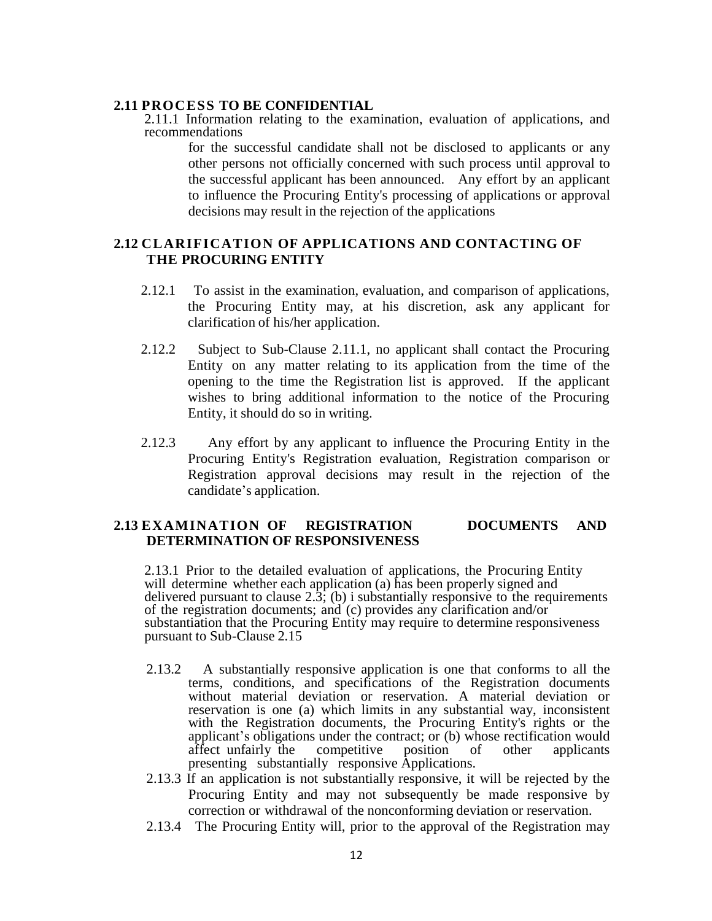## 2.11 PROCESS TO BE CONFIDENTIAL

2.11.1 Information relating to the examination, evaluation of applications, and recommendations for the successful candidate shall not be disclosed to applicants or any other persons not officially concerned with such process until approval to the successful applicant has been announced. Any effort by an applicant to influence the Procuring Entity's processing of applications or approval decisions may result in the rejection of the applications

## 2.12 CLARIFICATION OF APPLICATIONS AND CONTACTING OF THE PROCURING ENTITY

2.12.1 To assist in the examination, evaluation, and comparison of applications, the Procuring Entity may, at his discretion, ask any applicant for clarification of his/her application.

2.12.2 Subject to Sub-Clause 2.11.1, no applicant shall contact the Procuring Entity on any matter relating to its application from the time of the opening to the time the Registration list is approved. If the applicant wishes to bring additional information to the notice of the Procuring Entity, it should do so in writing.

2.12.3 Any effort by any applicant to influence the Procuring Entity in the Procuring Entity's Registration evaluation, Registration comparison or Registration approval decisions may result in the rejection of the candidate's application.

## 2.13 EXAMINATION OF REGISTRATION DOCUMENTS AND DETERMINATION OF RESPONSIVENESS

2.13.1 Prior to the detailed evaluation of applications, the Procuring Entity will determine whether each application (a) has been properly signed and delivered pursuant to clause 2.3; (b) i substantially responsive to the requirements of the registration documents; and (c) provides any clarification and/or substantiation that the Procuring Entity may require to determine responsiveness pursuant to Sub-Clause 2.15

2.13.2 A substantially responsive application is one that conforms to all the terms, conditions, and specifications of the Registration documents without material deviation or reservation. A material deviation or reservation is one (a) which limits in any substantial way, inconsistent with the Registration documents, the Procuring Entity's rights or the applicant's obligations under the contract; or (b) whose rectification would affect unfairly the competitive position of other applicants presenting substantially responsive Applications.

2.13.3 If an application is not substantially responsive, it will be rejected by the Procuring Entity and may not subsequently be made responsive by correction or withdrawal of the nonconforming deviation or reservation.

2.13.4 The Procuring Entity will, prior to the approval of the Registration may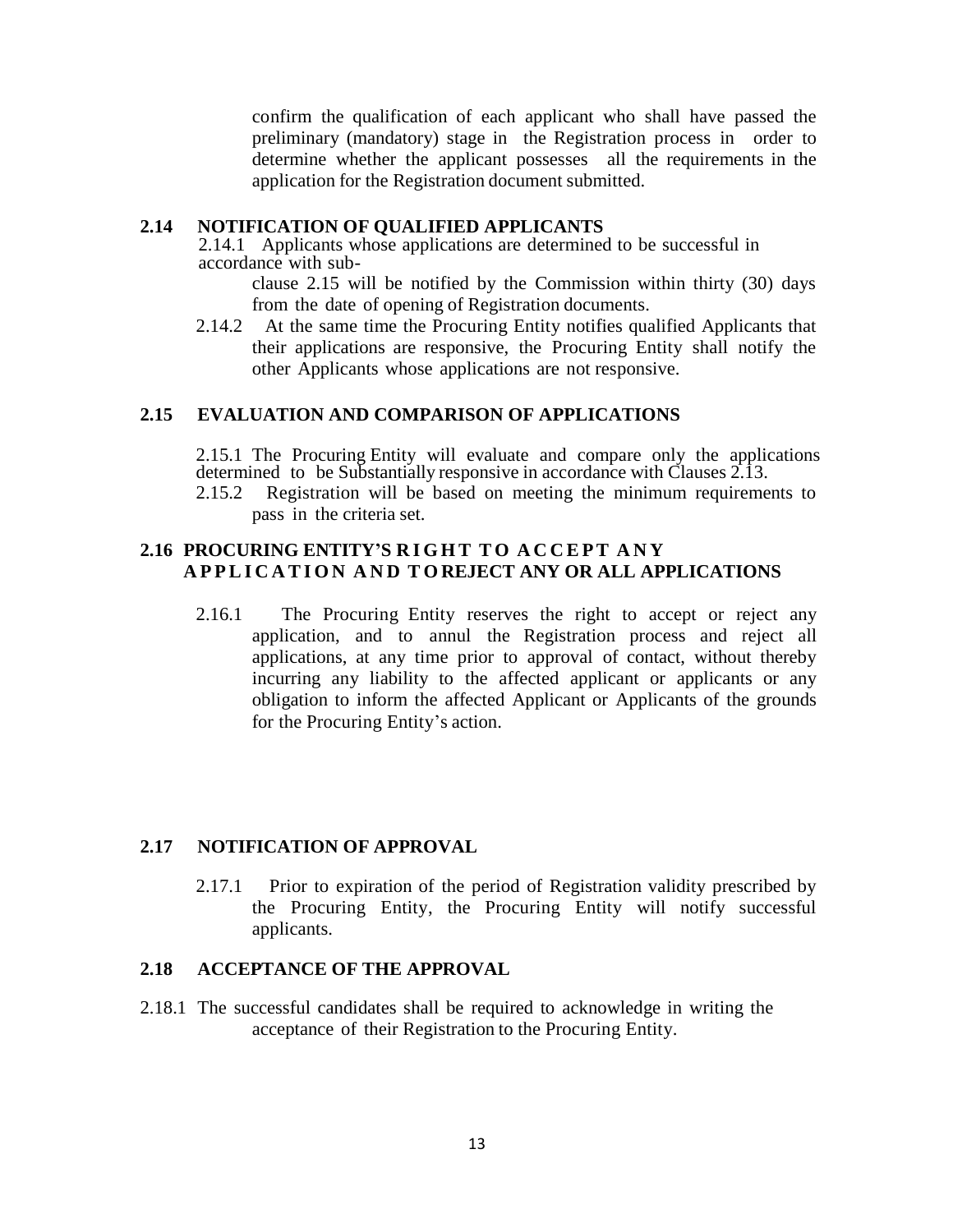confirm the qualification of each applicant who shall have passed the preliminary (mandatory) stage in the Registration process in order to determine whether the applicant possesses all the requirements in the application for the Registration document submitted.

## 2.14 NOTIFICATION OF QUALIFIED APPLICANTS

2.14.1 Applicants whose applications are determined to be successful in accordance with sub-clause 2.15 will be notified by the Commission within thirty (30) days from the date of opening of Registration documents.

2.14.2 At the same time the Procuring Entity notifies qualified Applicants that their applications are responsive, the Procuring Entity shall notify the other Applicants whose applications are not responsive.

## 2.15 EVALUATION AND COMPARISON OF APPLICATIONS

2.15.1 The Procuring Entity will evaluate and compare only the applications determined to be Substantially responsive in accordance with Clauses 2.13.

2.15.2 Registration will be based on meeting the minimum requirements to pass in the criteria set.

## 2.16 PROCURING ENTITY'S RIGHT TO ACCEPT ANY APPLICATION AND TO REJECT ANY OR ALL APPLICATIONS

2.16.1 The Procuring Entity reserves the right to accept or reject any application, and to annul the Registration process and reject all applications, at any time prior to approval of contact, without thereby incurring any liability to the affected applicant or applicants or any obligation to inform the affected Applicant or Applicants of the grounds for the Procuring Entity's action.

## 2.17 NOTIFICATION OF APPROVAL

2.17.1 Prior to expiration of the period of Registration validity prescribed by the Procuring Entity, the Procuring Entity will notify successful applicants.

## 2.18 ACCEPTANCE OF THE APPROVAL

2.18.1 The successful candidates shall be required to acknowledge in writing the acceptance of their Registration to the Procuring Entity.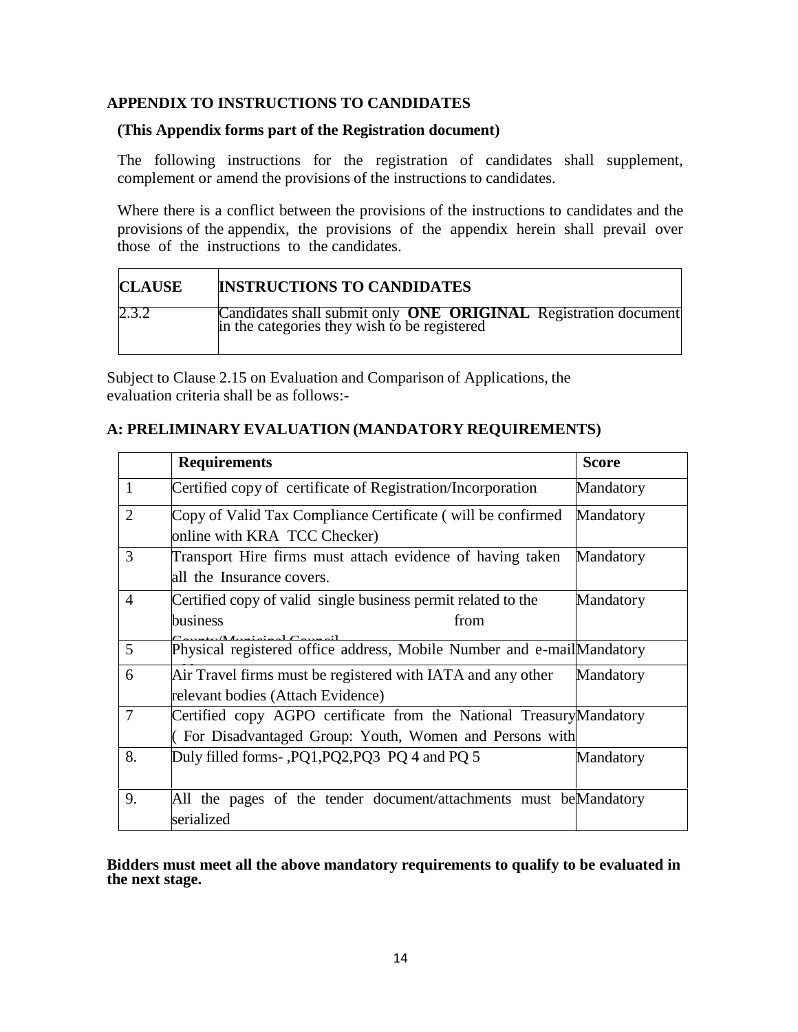## APPENDIX TO INSTRUCTIONS TO CANDIDATES

**(This Appendix forms part of the Registration document)**

The following instructions for the registration of candidates shall supplement, complement or amend the provisions of the instructions to candidates.

Where there is a conflict between the provisions of the instructions to candidates and the provisions of the appendix, the provisions of the appendix herein shall prevail over those of the instructions to the candidates.

| CLAUSE | INSTRUCTIONS TO CANDIDATES |
|---|---|
| 2.3.2 | Candidates shall submit only **ONE ORIGINAL** Registration document in the categories they wish to be registered |

Subject to Clause 2.15 on Evaluation and Comparison of Applications, the evaluation criteria shall be as follows:-

### A: PRELIMINARY EVALUATION (MANDATORY REQUIREMENTS)

| | Requirements | Score |
|---|---|---|
| 1 | Certified copy of certificate of Registration/Incorporation | Mandatory |
| 2 | Copy of Valid Tax Compliance Certificate ( will be confirmed online with KRA TCC Checker) | Mandatory |
| 3 | Transport Hire firms must attach evidence of having taken all the Insurance covers. | Mandatory |
| 4 | Certified copy of valid single business permit related to the business from County/Municipal Council | Mandatory |
| 5 | Physical registered office address, Mobile Number and e-mail | Mandatory |
| 6 | Air Travel firms must be registered with IATA and any other relevant bodies (Attach Evidence) | Mandatory |
| 7 | Certified copy AGPO certificate from the National Treasury ( For Disadvantaged Group: Youth, Women and Persons with | Mandatory |
| 8. | Duly filled forms- ,PQ1,PQ2,PQ3 PQ 4 and PQ 5 | Mandatory |
| 9. | All the pages of the tender document/attachments must be serialized | Mandatory |

**Bidders must meet all the above mandatory requirements to qualify to be evaluated in the next stage.**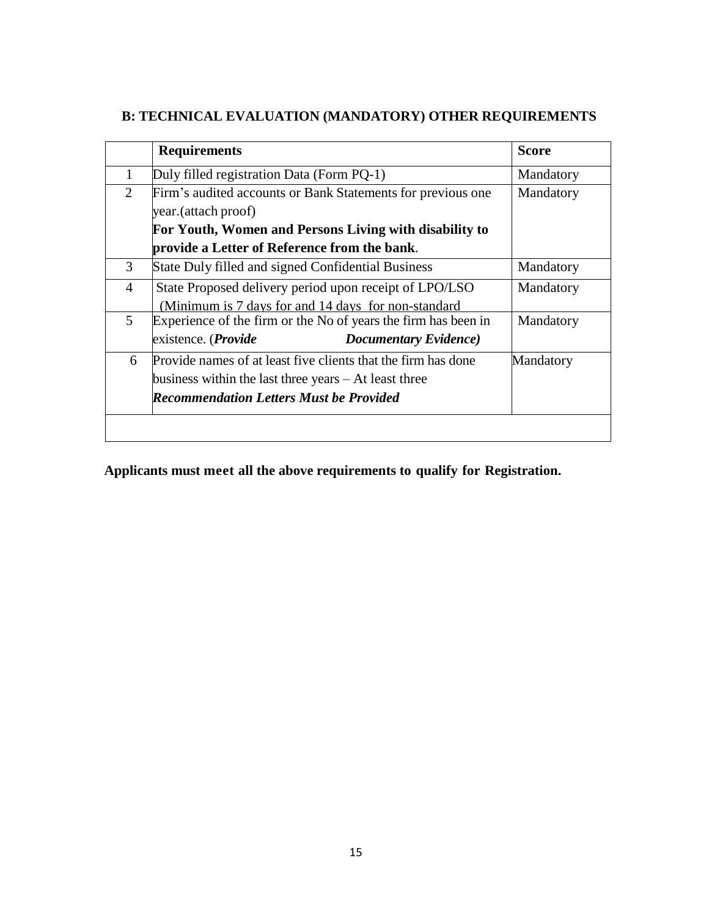## B: TECHNICAL EVALUATION (MANDATORY) OTHER REQUIREMENTS

| | Requirements | Score |
|---|---|---|
| 1 | Duly filled registration Data (Form PQ-1) | Mandatory |
| 2 | Firm's audited accounts or Bank Statements for previous one year.(attach proof) **For Youth, Women and Persons Living with disability to provide a Letter of Reference from the bank**. | Mandatory |
| 3 | State Duly filled and signed Confidential Business | Mandatory |
| 4 | State Proposed delivery period upon receipt of LPO/LSO (Minimum is 7 days for and 14 days for non-standard | Mandatory |
| 5 | Experience of the firm or the No of years the firm has been in existence. (***Provide Documentary Evidence)*** | Mandatory |
| 6 | Provide names of at least five clients that the firm has done business within the last three years – At least three ***Recommendation Letters Must be Provided*** | Mandatory |
| | | |

**Applicants must meet all the above requirements to qualify for Registration.**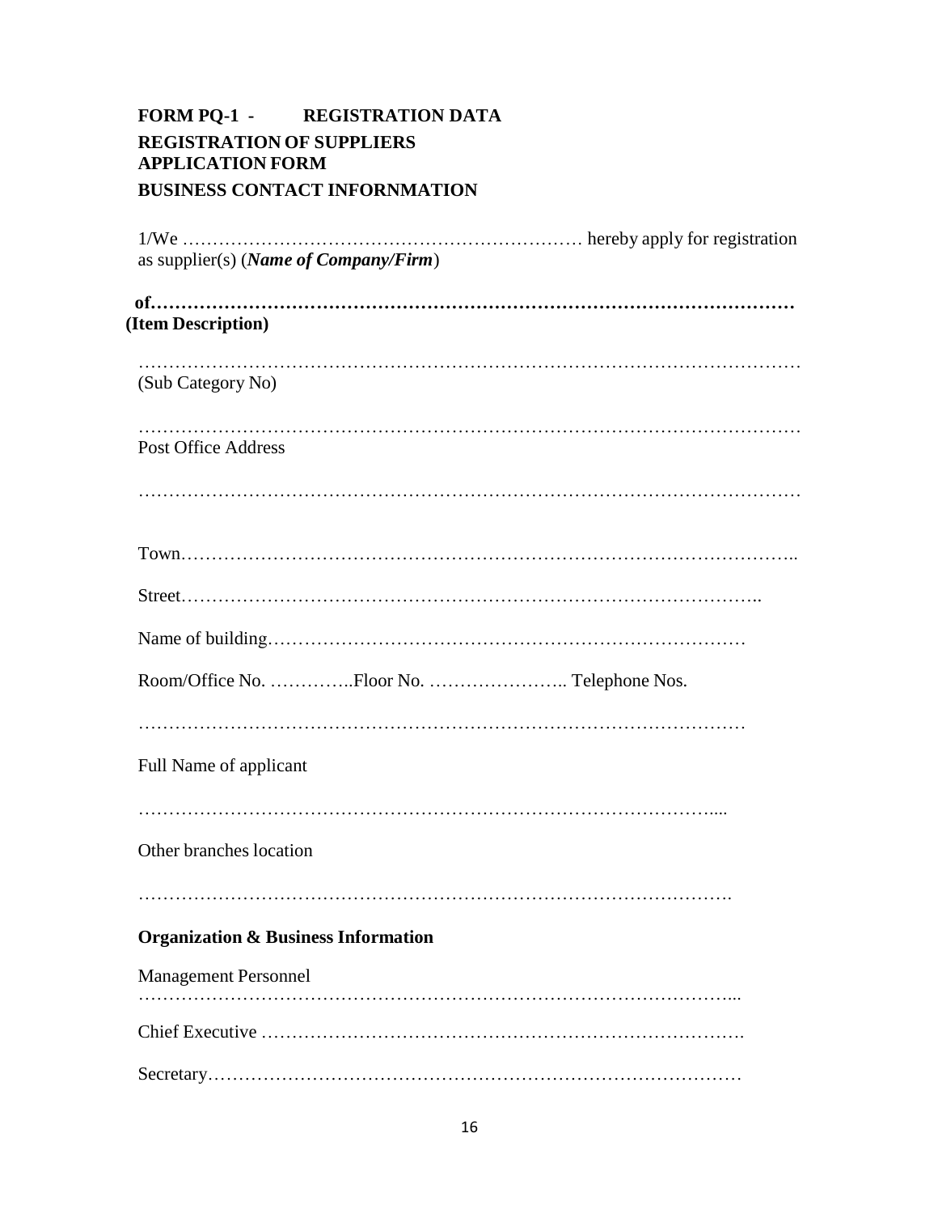# FORM PQ-1 - REGISTRATION DATA

## REGISTRATION OF SUPPLIERS APPLICATION FORM

## BUSINESS CONTACT INFORNMATION

1/We ………………………………………………………… hereby apply for registration as supplier(s) (***Name of Company/Firm***)

**of…………………………………………………………………………………………**
**(Item Description)**

…………………………………………………………………………………………
(Sub Category No)

…………………………………………………………………………………………
Post Office Address

…………………………………………………………………………………………

Town……………………………………………………………………………………..

Street……………………………………………………………………………..

Name of building…………………………………………………………………

Room/Office No. …………..Floor No. ………………….. Telephone Nos.

…………………………………………………………………………………

Full Name of applicant

……………………………………………………………………………....

Other branches location

……………………………………………………………………………….

**Organization & Business Information**

Management Personnel
……………………………………………………………………………...

Chief Executive ………………………………………………………………….

Secretary……………………………………………………………………………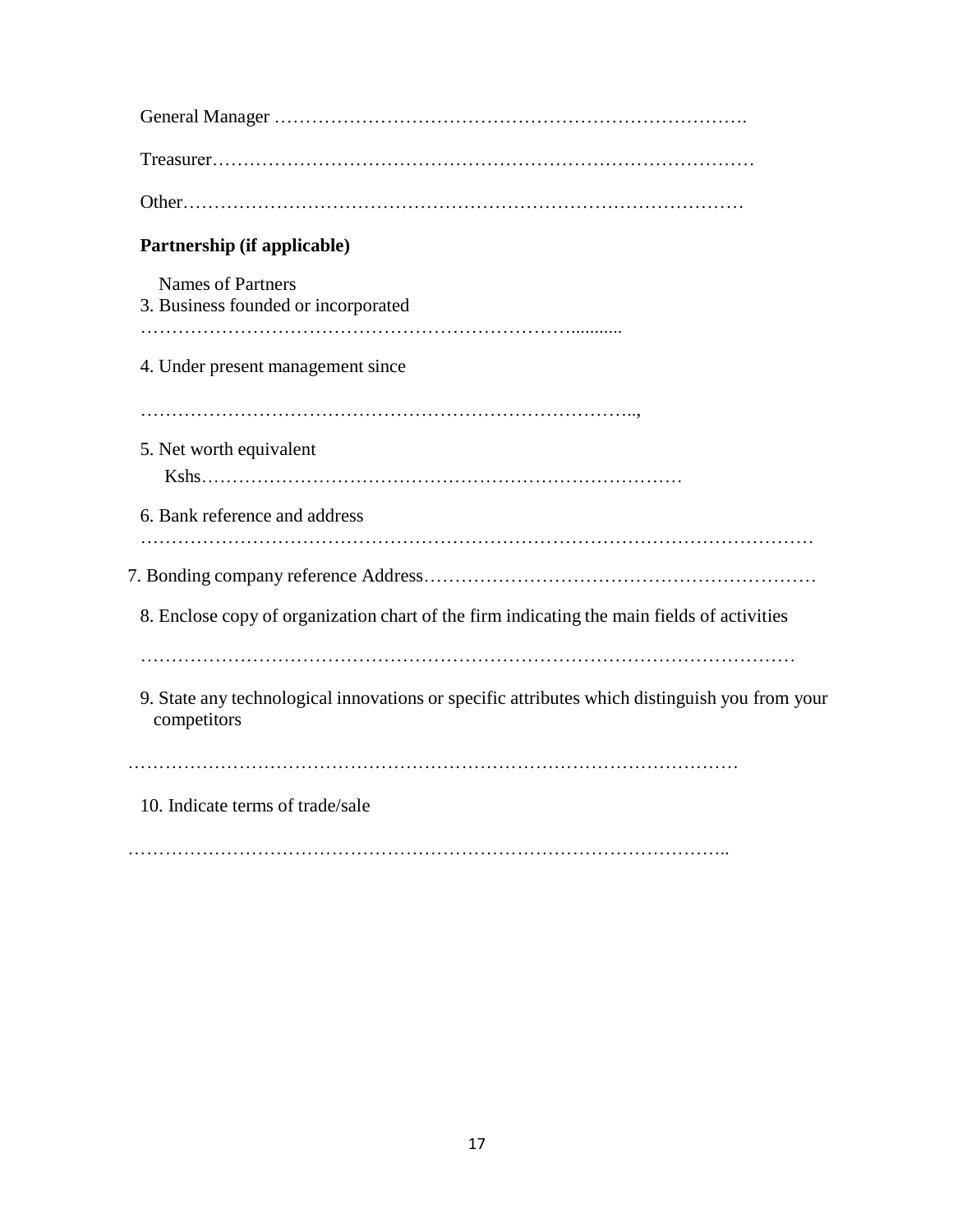General Manager ………………………………………………………………….

Treasurer…………………………………………………………………………

Other……………………………………………………………………………

**Partnership (if applicable)**

Names of Partners

3. Business founded or incorporated

……………………………………………………………...........

4. Under present management since

……………………………………………………………………..,

5. Net worth equivalent

Kshs……………………………………………………………………

6. Bank reference and address

………………………………………………………………………………………………

7. Bonding company reference Address……………………………………………………

8. Enclose copy of organization chart of the firm indicating the main fields of activities

…………………………………………………………………………………………

9. State any technological innovations or specific attributes which distinguish you from your competitors

………………………………………………………………………………………

10. Indicate terms of trade/sale

……………………………………………………………………………………..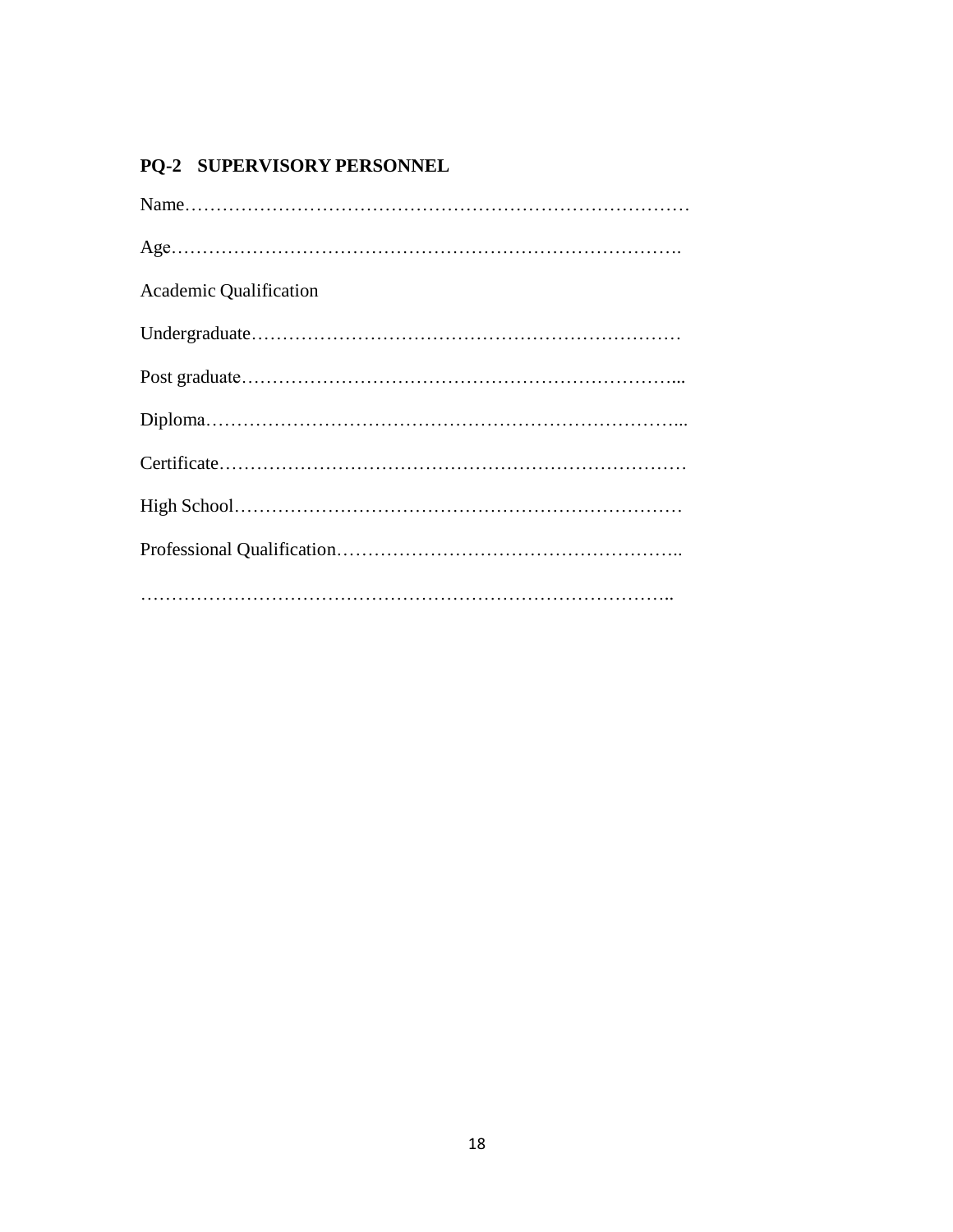## PQ-2 SUPERVISORY PERSONNEL

Name…………………………………………………………………………

Age……………………………………………………………………….

Academic Qualification

Undergraduate……………………………………………………………

Post graduate……………………………………………………………...

Diploma…………………………………………………………………...

Certificate…………………………………………………………………

High School………………………………………………………………

Professional Qualification………………………………………………..

……………………………………………………………………………..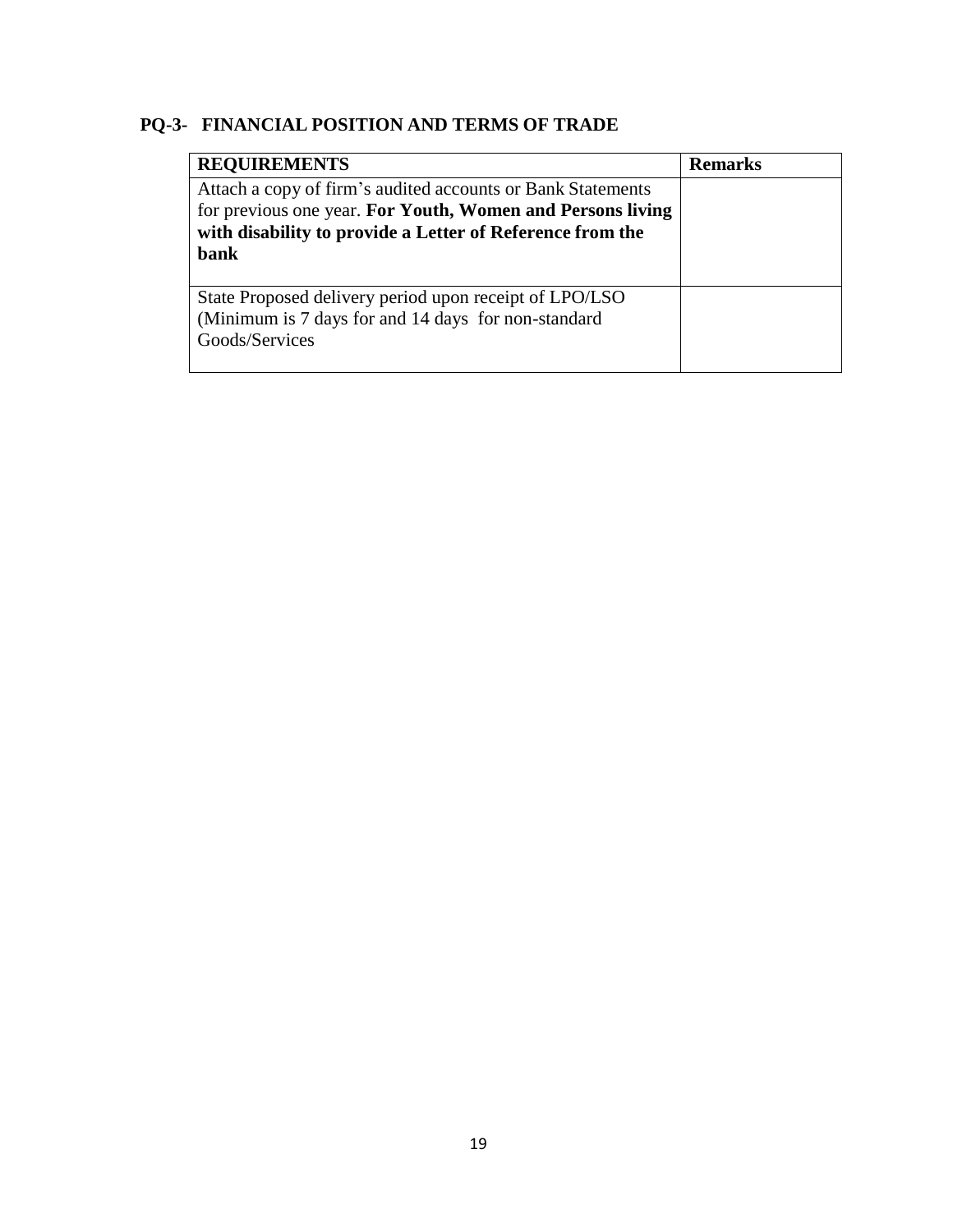## PQ-3- FINANCIAL POSITION AND TERMS OF TRADE

| REQUIREMENTS | Remarks |
|---|---|
| Attach a copy of firm's audited accounts or Bank Statements for previous one year. **For Youth, Women and Persons living with disability to provide a Letter of Reference from the bank** | |
| State Proposed delivery period upon receipt of LPO/LSO (Minimum is 7 days for and 14 days for non-standard Goods/Services | |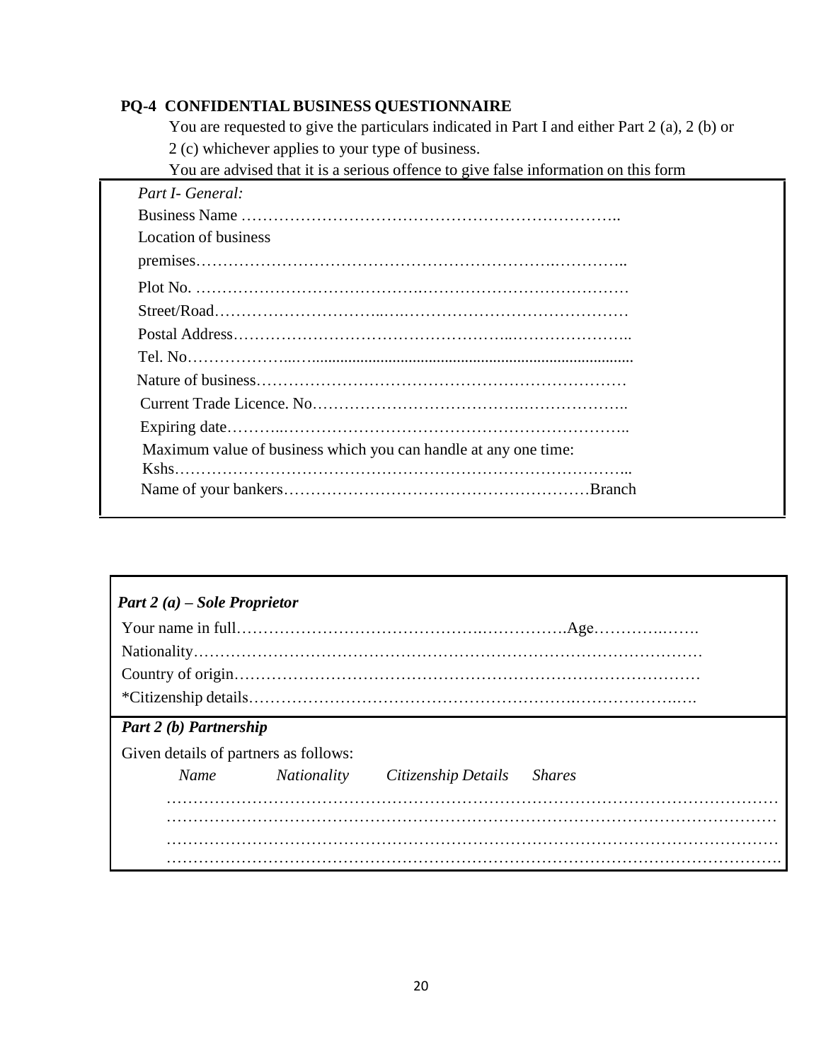**PQ-4 CONFIDENTIAL BUSINESS QUESTIONNAIRE**

You are requested to give the particulars indicated in Part I and either Part 2 (a), 2 (b) or 2 (c) whichever applies to your type of business.

You are advised that it is a serious offence to give false information on this form

*Part I- General:*

Business Name ……………………………………………………………..

Location of business premises……………………………………………………….…………..

Plot No. ……………………………………….…………………….…………

Street/Road…………………………..….……………………………………

Postal Address…………………………………………..…………………..

Tel. No………………..….................................................................................

Nature of business……………………………………………………………

Current Trade Licence. No………………………………….………………..

Expiring date………..………………………………………………………..

Maximum value of business which you can handle at any one time:
Kshs………………………………………………………………………...

Name of your bankers…………………………………………………Branch

***Part 2 (a) – Sole Proprietor***

Your name in full……………………………………….…………….Age…………..…….

Nationality…………………………………………………………………………………

Country of origin…………………………………………………………………………

*Citizenship details………………………………………………….…………………..….

***Part 2 (b) Partnership***

Given details of partners as follows:

| *Name* | *Nationality* | *Citizenship Details* | *Shares* |
|---|---|---|---|
| | | | |
| | | | |
| | | | |
| | | | |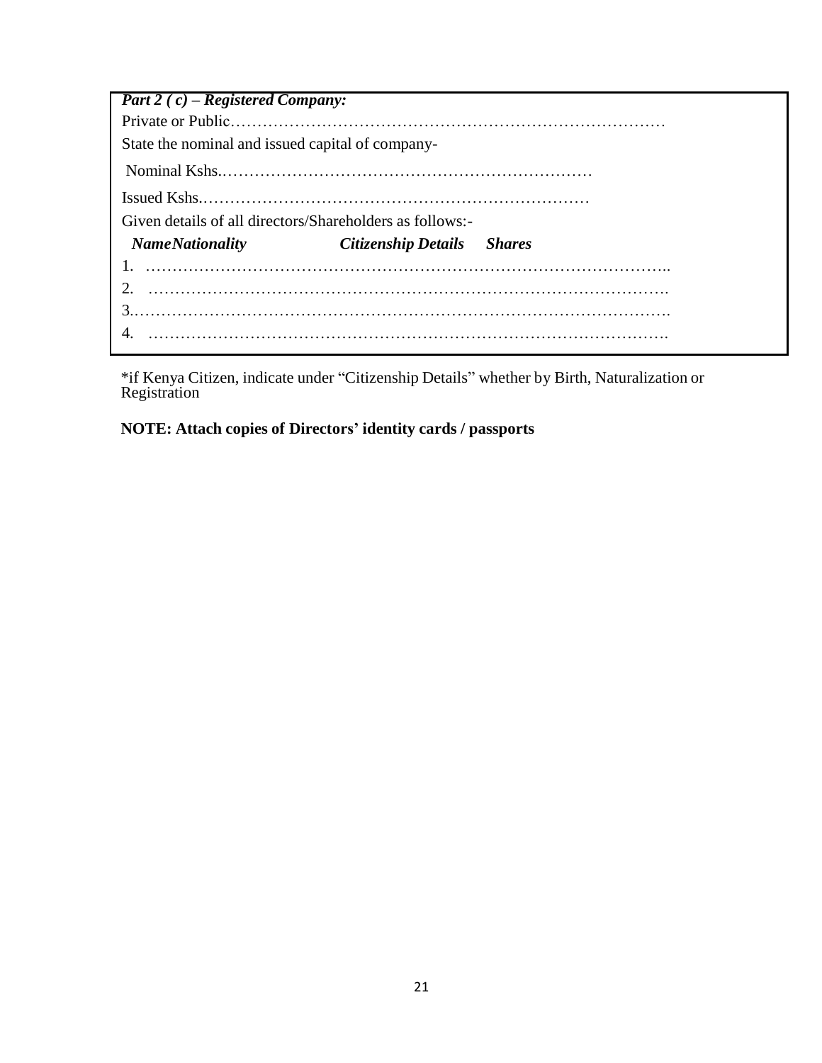***Part 2 ( c) – Registered Company:***

Private or Public…………………………………………………………………………

State the nominal and issued capital of company-

Nominal Kshs.……………………………………………………………

Issued Kshs.………………………………………………………………

Given details of all directors/Shareholders as follows:-

***NameNationality*** ***Citizenship Details*** ***Shares***

1. ……………………………………………………………………………………..
2. …………………………………………………………………………………….
3. …………………………………………………………………………………….
4. …………………………………………………………………………………….

*if Kenya Citizen, indicate under "Citizenship Details" whether by Birth, Naturalization or Registration

**NOTE: Attach copies of Directors' identity cards / passports**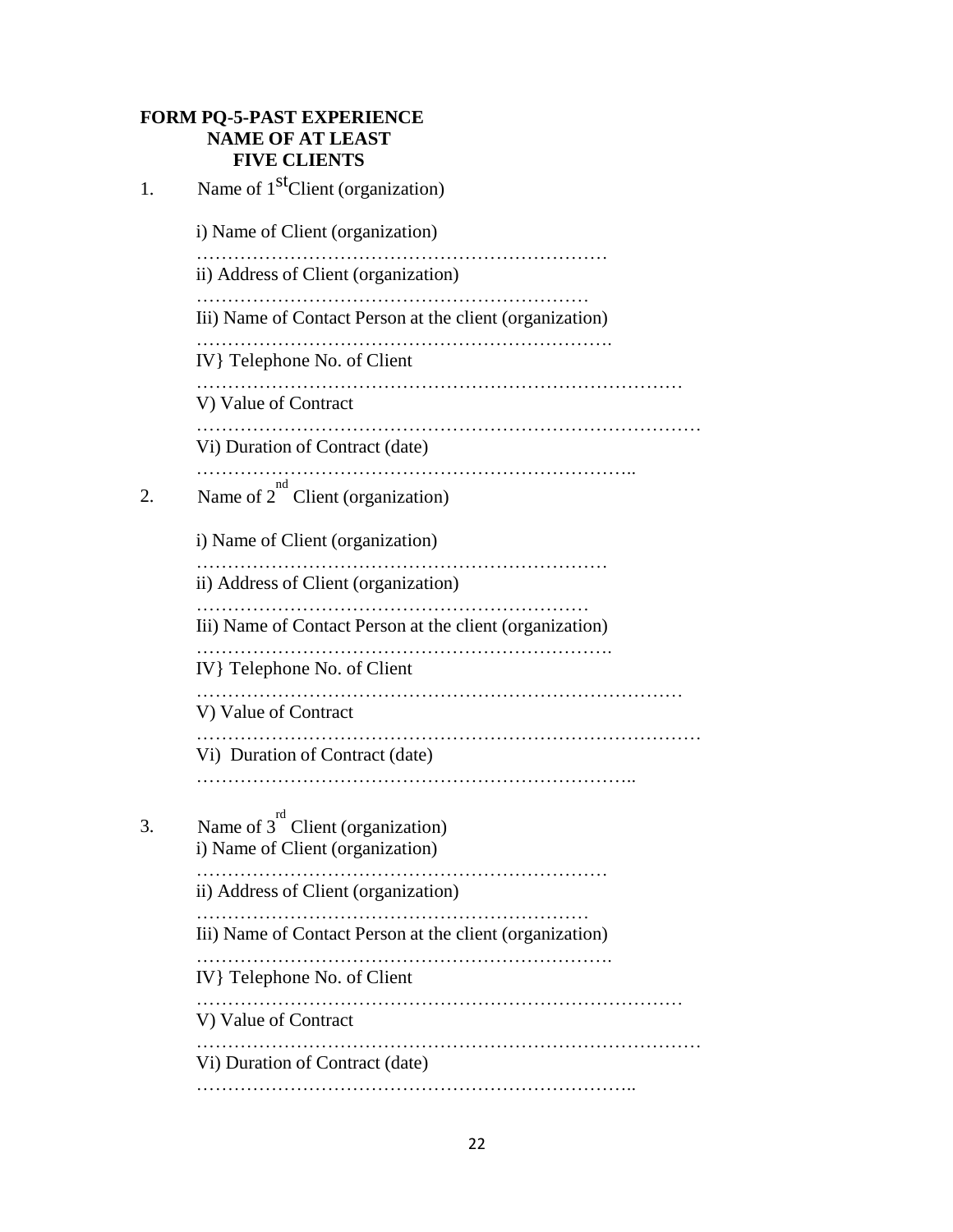**FORM PQ-5-PAST EXPERIENCE**
**NAME OF AT LEAST**
**FIVE CLIENTS**

1. Name of 1st Client (organization)

   i) Name of Client (organization)
   …………………………………………………………
   ii) Address of Client (organization)
   ……………………………………………………
   Iii) Name of Contact Person at the client (organization)
   ………………………………………………………….
   IV} Telephone No. of Client
   ……………………………………………………………………
   V) Value of Contract
   ………………………………………………………………………
   Vi) Duration of Contract (date)
   ……………………………………………………………..

2. Name of 2nd Client (organization)

   i) Name of Client (organization)
   …………………………………………………………
   ii) Address of Client (organization)
   ……………………………………………………
   Iii) Name of Contact Person at the client (organization)
   ………………………………………………………….
   IV} Telephone No. of Client
   ……………………………………………………………………
   V) Value of Contract
   ………………………………………………………………………
   Vi) Duration of Contract (date)
   ……………………………………………………………..

3. Name of 3rd Client (organization)
   i) Name of Client (organization)
   …………………………………………………………
   ii) Address of Client (organization)
   ……………………………………………………
   Iii) Name of Contact Person at the client (organization)
   ………………………………………………………….
   IV} Telephone No. of Client
   ……………………………………………………………………
   V) Value of Contract
   ………………………………………………………………………
   Vi) Duration of Contract (date)
   ……………………………………………………………..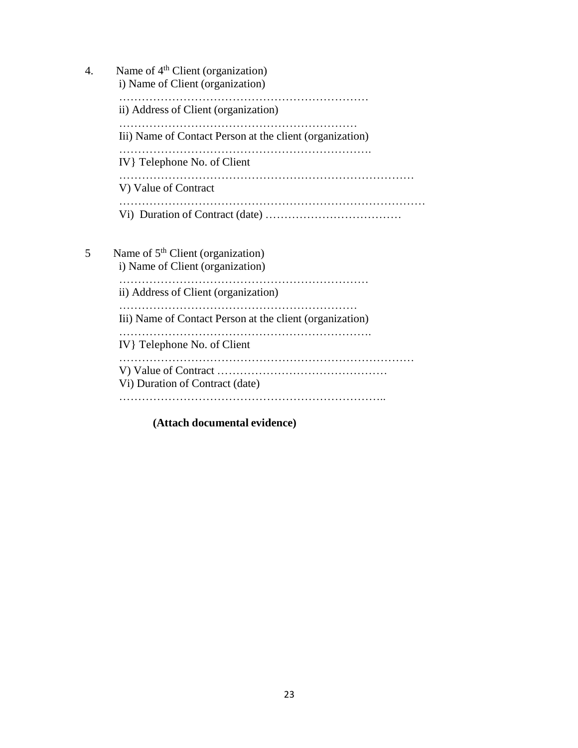4. Name of 4th Client (organization)
   i) Name of Client (organization)
   …………………………………………………………
   ii) Address of Client (organization)
   ………………………………………………………
   Iii) Name of Contact Person at the client (organization)
   ………………………………………………………….
   IV} Telephone No. of Client
   ……………………………………………………………………
   V) Value of Contract
   ………………………………………………………………………
   Vi) Duration of Contract (date) ………………………………

5 Name of 5th Client (organization)
   i) Name of Client (organization)
   …………………………………………………………
   ii) Address of Client (organization)
   ………………………………………………………
   Iii) Name of Contact Person at the client (organization)
   ………………………………………………………….
   IV} Telephone No. of Client
   ……………………………………………………………………
   V) Value of Contract ………………………………………
   Vi) Duration of Contract (date)
   ……………………………………………………………..

**(Attach documental evidence)**